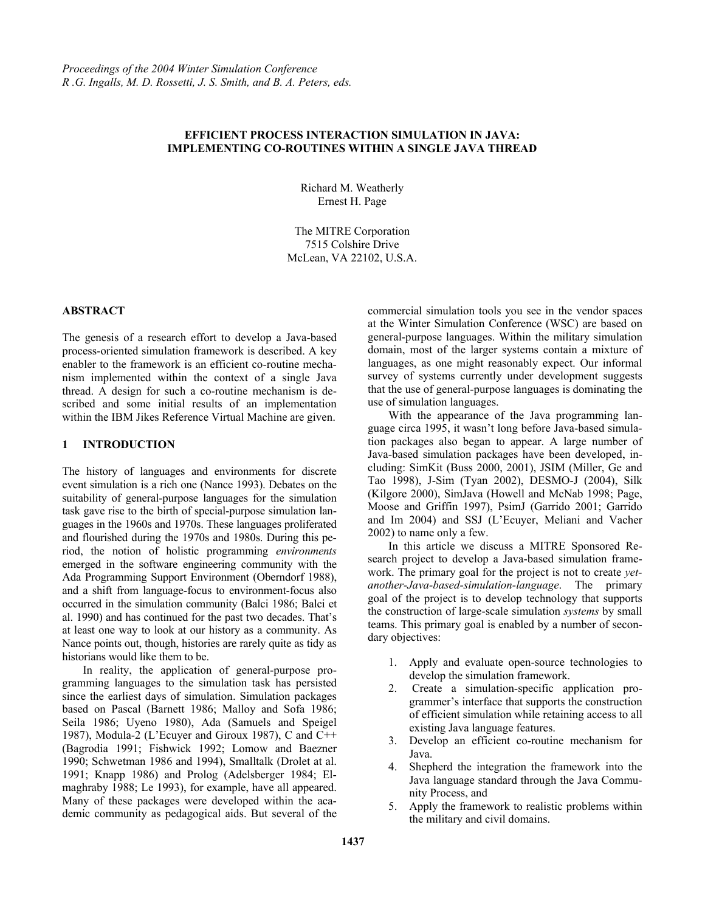# EFFICIENT PROCESS INTERACTION SIMULATION IN JAVA: IMPLEMENTING CO-ROUTINES WITHIN A SINGLE JAVA THREAD

Richard M. Weatherly
Ernest H. Page

The MITRE Corporation
7515 Colshire Drive
McLean, VA 22102, U.S.A.

## ABSTRACT

The genesis of a research effort to develop a Java-based process-oriented simulation framework is described. A key enabler to the framework is an efficient co-routine mechanism implemented within the context of a single Java thread. A design for such a co-routine mechanism is described and some initial results of an implementation within the IBM Jikes Reference Virtual Machine are given.

## 1 INTRODUCTION

The history of languages and environments for discrete event simulation is a rich one (Nance 1993). Debates on the suitability of general-purpose languages for the simulation task gave rise to the birth of special-purpose simulation languages in the 1960s and 1970s. These languages proliferated and flourished during the 1970s and 1980s. During this period, the notion of holistic programming *environments* emerged in the software engineering community with the Ada Programming Support Environment (Oberndorf 1988), and a shift from language-focus to environment-focus also occurred in the simulation community (Balci 1986; Balci et al. 1990) and has continued for the past two decades. That's at least one way to look at our history as a community. As Nance points out, though, histories are rarely quite as tidy as historians would like them to be.

In reality, the application of general-purpose programming languages to the simulation task has persisted since the earliest days of simulation. Simulation packages based on Pascal (Barnett 1986; Malloy and Sofa 1986; Seila 1986; Uyeno 1980), Ada (Samuels and Speigel 1987), Modula-2 (L'Ecuyer and Giroux 1987), C and C++ (Bagrodia 1991; Fishwick 1992; Lomow and Baezner 1990; Schwetman 1986 and 1994), Smalltalk (Drolet at al. 1991; Knapp 1986) and Prolog (Adelsberger 1984; Elmaghraby 1988; Le 1993), for example, have all appeared. Many of these packages were developed within the academic community as pedagogical aids. But several of the commercial simulation tools you see in the vendor spaces at the Winter Simulation Conference (WSC) are based on general-purpose languages. Within the military simulation domain, most of the larger systems contain a mixture of languages, as one might reasonably expect. Our informal survey of systems currently under development suggests that the use of general-purpose languages is dominating the use of simulation languages.

With the appearance of the Java programming language circa 1995, it wasn't long before Java-based simulation packages also began to appear. A large number of Java-based simulation packages have been developed, including: SimKit (Buss 2000, 2001), JSIM (Miller, Ge and Tao 1998), J-Sim (Tyan 2002), DESMO-J (2004), Silk (Kilgore 2000), SimJava (Howell and McNab 1998; Page, Moose and Griffin 1997), PsimJ (Garrido 2001; Garrido and Im 2004) and SSJ (L'Ecuyer, Meliani and Vacher 2002) to name only a few.

In this article we discuss a MITRE Sponsored Research project to develop a Java-based simulation framework. The primary goal for the project is not to create *yet-another-Java-based-simulation-language*. The primary goal of the project is to develop technology that supports the construction of large-scale simulation *systems* by small teams. This primary goal is enabled by a number of secondary objectives:

1. Apply and evaluate open-source technologies to develop the simulation framework.
2. Create a simulation-specific application programmer's interface that supports the construction of efficient simulation while retaining access to all existing Java language features.
3. Develop an efficient co-routine mechanism for Java.
4. Shepherd the integration the framework into the Java language standard through the Java Community Process, and
5. Apply the framework to realistic problems within the military and civil domains.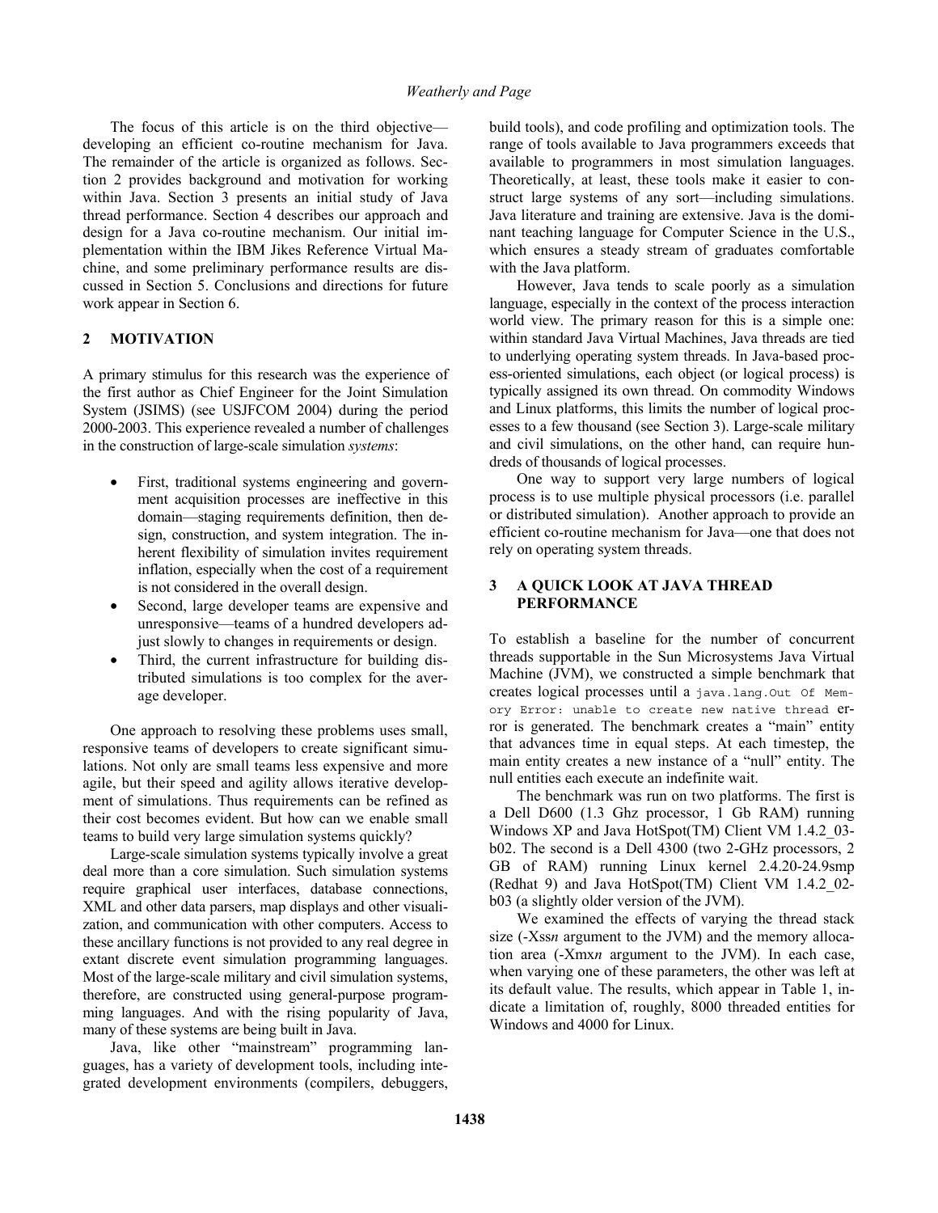The focus of this article is on the third objective—developing an efficient co-routine mechanism for Java. The remainder of the article is organized as follows. Section 2 provides background and motivation for working within Java. Section 3 presents an initial study of Java thread performance. Section 4 describes our approach and design for a Java co-routine mechanism. Our initial implementation within the IBM Jikes Reference Virtual Machine, and some preliminary performance results are discussed in Section 5. Conclusions and directions for future work appear in Section 6.

## 2 MOTIVATION

A primary stimulus for this research was the experience of the first author as Chief Engineer for the Joint Simulation System (JSIMS) (see USJFCOM 2004) during the period 2000-2003. This experience revealed a number of challenges in the construction of large-scale simulation *systems*:

- First, traditional systems engineering and government acquisition processes are ineffective in this domain—staging requirements definition, then design, construction, and system integration. The inherent flexibility of simulation invites requirement inflation, especially when the cost of a requirement is not considered in the overall design.
- Second, large developer teams are expensive and unresponsive—teams of a hundred developers adjust slowly to changes in requirements or design.
- Third, the current infrastructure for building distributed simulations is too complex for the average developer.

One approach to resolving these problems uses small, responsive teams of developers to create significant simulations. Not only are small teams less expensive and more agile, but their speed and agility allows iterative development of simulations. Thus requirements can be refined as their cost becomes evident. But how can we enable small teams to build very large simulation systems quickly?

Large-scale simulation systems typically involve a great deal more than a core simulation. Such simulation systems require graphical user interfaces, database connections, XML and other data parsers, map displays and other visualization, and communication with other computers. Access to these ancillary functions is not provided to any real degree in extant discrete event simulation programming languages. Most of the large-scale military and civil simulation systems, therefore, are constructed using general-purpose programming languages. And with the rising popularity of Java, many of these systems are being built in Java.

Java, like other "mainstream" programming languages, has a variety of development tools, including integrated development environments (compilers, debuggers, build tools), and code profiling and optimization tools. The range of tools available to Java programmers exceeds that available to programmers in most simulation languages. Theoretically, at least, these tools make it easier to construct large systems of any sort—including simulations. Java literature and training are extensive. Java is the dominant teaching language for Computer Science in the U.S., which ensures a steady stream of graduates comfortable with the Java platform.

However, Java tends to scale poorly as a simulation language, especially in the context of the process interaction world view. The primary reason for this is a simple one: within standard Java Virtual Machines, Java threads are tied to underlying operating system threads. In Java-based process-oriented simulations, each object (or logical process) is typically assigned its own thread. On commodity Windows and Linux platforms, this limits the number of logical processes to a few thousand (see Section 3). Large-scale military and civil simulations, on the other hand, can require hundreds of thousands of logical processes.

One way to support very large numbers of logical process is to use multiple physical processors (i.e. parallel or distributed simulation). Another approach to provide an efficient co-routine mechanism for Java—one that does not rely on operating system threads.

## 3 A QUICK LOOK AT JAVA THREAD PERFORMANCE

To establish a baseline for the number of concurrent threads supportable in the Sun Microsystems Java Virtual Machine (JVM), we constructed a simple benchmark that creates logical processes until a `java.lang.Out Of Memory Error: unable to create new native thread` error is generated. The benchmark creates a "main" entity that advances time in equal steps. At each timestep, the main entity creates a new instance of a "null" entity. The null entities each execute an indefinite wait.

The benchmark was run on two platforms. The first is a Dell D600 (1.3 Ghz processor, 1 Gb RAM) running Windows XP and Java HotSpot(TM) Client VM 1.4.2_03-b02. The second is a Dell 4300 (two 2-GHz processors, 2 GB of RAM) running Linux kernel 2.4.20-24.9smp (Redhat 9) and Java HotSpot(TM) Client VM 1.4.2_02-b03 (a slightly older version of the JVM).

We examined the effects of varying the thread stack size (-Xss*n* argument to the JVM) and the memory allocation area (-Xmx*n* argument to the JVM). In each case, when varying one of these parameters, the other was left at its default value. The results, which appear in Table 1, indicate a limitation of, roughly, 8000 threaded entities for Windows and 4000 for Linux.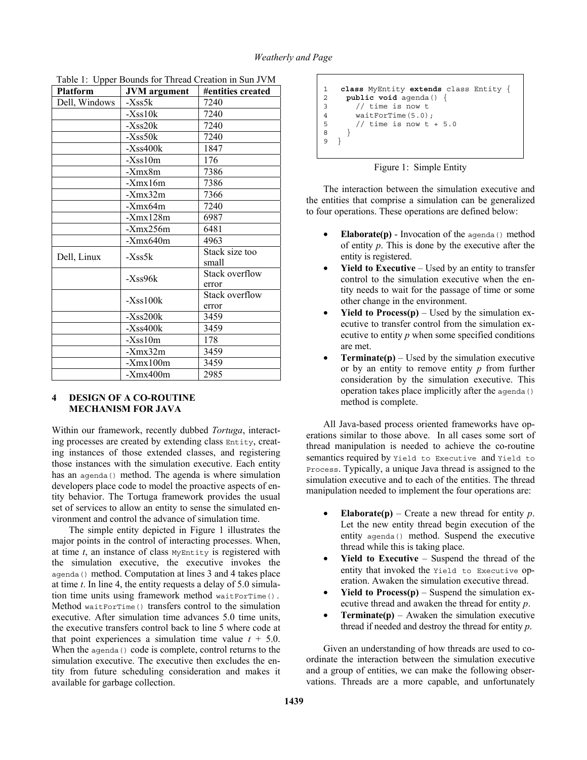Table 1: Upper Bounds for Thread Creation in Sun JVM

| Platform | JVM argument | #entities created |
|---|---|---|
| Dell, Windows | -Xss5k | 7240 |
| | -Xss10k | 7240 |
| | -Xss20k | 7240 |
| | -Xss50k | 7240 |
| | -Xss400k | 1847 |
| | -Xss10m | 176 |
| | -Xmx8m | 7386 |
| | -Xmx16m | 7386 |
| | -Xmx32m | 7366 |
| | -Xmx64m | 7240 |
| | -Xmx128m | 6987 |
| | -Xmx256m | 6481 |
| | -Xmx640m | 4963 |
| Dell, Linux | -Xss5k | Stack size too small |
| | -Xss96k | Stack overflow error |
| | -Xss100k | Stack overflow error |
| | -Xss200k | 3459 |
| | -Xss400k | 3459 |
| | -Xss10m | 178 |
| | -Xmx32m | 3459 |
| | -Xmx100m | 3459 |
| | -Xmx400m | 2985 |

## 4 DESIGN OF A CO-ROUTINE MECHANISM FOR JAVA

Within our framework, recently dubbed *Tortuga*, interacting processes are created by extending class `Entity`, creating instances of those extended classes, and registering those instances with the simulation executive. Each entity has an `agenda()` method. The agenda is where simulation developers place code to model the proactive aspects of entity behavior. The Tortuga framework provides the usual set of services to allow an entity to sense the simulated environment and control the advance of simulation time.

The simple entity depicted in Figure 1 illustrates the major points in the control of interacting processes. When, at time *t*, an instance of class `MyEntity` is registered with the simulation executive, the executive invokes the `agenda()` method. Computation at lines 3 and 4 takes place at time *t*. In line 4, the entity requests a delay of 5.0 simulation time units using framework method `waitForTime()`. Method `waitForTime()` transfers control to the simulation executive. After simulation time advances 5.0 time units, the executive transfers control back to line 5 where code at that point experiences a simulation time value $t + 5.0$. When the `agenda()` code is complete, control returns to the simulation executive. The executive then excludes the entity from future scheduling consideration and makes it available for garbage collection.

```
1   class MyEntity extends class Entity {
2    public void agenda() {
3      // time is now t
4      waitForTime(5.0);
5      // time is now t + 5.0
8    }
9  }
```

Figure 1: Simple Entity

The interaction between the simulation executive and the entities that comprise a simulation can be generalized to four operations. These operations are defined below:

- **Elaborate(p)** - Invocation of the `agenda()` method of entity *p*. This is done by the executive after the entity is registered.
- **Yield to Executive** – Used by an entity to transfer control to the simulation executive when the entity needs to wait for the passage of time or some other change in the environment.
- **Yield to Process(p)** – Used by the simulation executive to transfer control from the simulation executive to entity *p* when some specified conditions are met.
- **Terminate(p)** – Used by the simulation executive or by an entity to remove entity *p* from further consideration by the simulation executive. This operation takes place implicitly after the `agenda()` method is complete.

All Java-based process oriented frameworks have operations similar to those above. In all cases some sort of thread manipulation is needed to achieve the co-routine semantics required by `Yield to Executive` and `Yield to Process`. Typically, a unique Java thread is assigned to the simulation executive and to each of the entities. The thread manipulation needed to implement the four operations are:

- **Elaborate(p)** – Create a new thread for entity *p*. Let the new entity thread begin execution of the entity `agenda()` method. Suspend the executive thread while this is taking place.
- **Yield to Executive** – Suspend the thread of the entity that invoked the `Yield to Executive` operation. Awaken the simulation executive thread.
- **Yield to Process(p)** – Suspend the simulation executive thread and awaken the thread for entity *p*.
- **Terminate(p)** – Awaken the simulation executive thread if needed and destroy the thread for entity *p*.

Given an understanding of how threads are used to coordinate the interaction between the simulation executive and a group of entities, we can make the following observations. Threads are a more capable, and unfortunately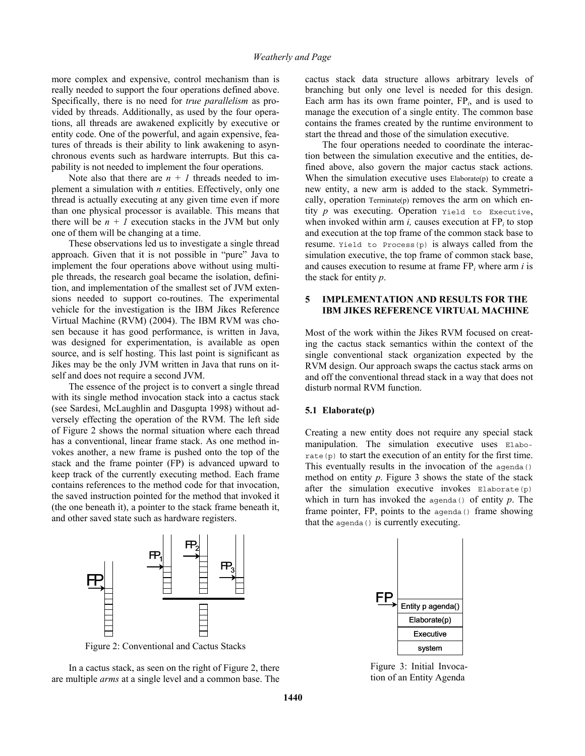more complex and expensive, control mechanism than is really needed to support the four operations defined above. Specifically, there is no need for *true parallelism* as provided by threads. Additionally, as used by the four operations, all threads are awakened explicitly by executive or entity code. One of the powerful, and again expensive, features of threads is their ability to link awakening to asynchronous events such as hardware interrupts. But this capability is not needed to implement the four operations.

Note also that there are $n + 1$ threads needed to implement a simulation with $n$ entities. Effectively, only one thread is actually executing at any given time even if more than one physical processor is available. This means that there will be $n + 1$ execution stacks in the JVM but only one of them will be changing at a time.

These observations led us to investigate a single thread approach. Given that it is not possible in "pure" Java to implement the four operations above without using multiple threads, the research goal became the isolation, definition, and implementation of the smallest set of JVM extensions needed to support co-routines. The experimental vehicle for the investigation is the IBM Jikes Reference Virtual Machine (RVM) (2004). The IBM RVM was chosen because it has good performance, is written in Java, was designed for experimentation, is available as open source, and is self hosting. This last point is significant as Jikes may be the only JVM written in Java that runs on itself and does not require a second JVM.

The essence of the project is to convert a single thread with its single method invocation stack into a cactus stack (see Sardesi, McLaughlin and Dasgupta 1998) without adversely effecting the operation of the RVM. The left side of Figure 2 shows the normal situation where each thread has a conventional, linear frame stack. As one method invokes another, a new frame is pushed onto the top of the stack and the frame pointer (FP) is advanced upward to keep track of the currently executing method. Each frame contains references to the method code for that invocation, the saved instruction pointed for the method that invoked it (the one beneath it), a pointer to the stack frame beneath it, and other saved state such as hardware registers.

FP

$FP_1$

$FP_2$

$FP_3$

Figure 2: Conventional and Cactus Stacks

In a cactus stack, as seen on the right of Figure 2, there are multiple *arms* at a single level and a common base. The cactus stack data structure allows arbitrary levels of branching but only one level is needed for this design. Each arm has its own frame pointer, $FP_i$, and is used to manage the execution of a single entity. The common base contains the frames created by the runtime environment to start the thread and those of the simulation executive.

The four operations needed to coordinate the interaction between the simulation executive and the entities, defined above, also govern the major cactus stack actions. When the simulation executive uses Elaborate(p) to create a new entity, a new arm is added to the stack. Symmetrically, operation Terminate(p) removes the arm on which entity $p$ was executing. Operation `Yield to Executive`, when invoked within arm $i$, causes execution at $FP_i$ to stop and execution at the top frame of the common stack base to resume. `Yield to Process(p)` is always called from the simulation executive, the top frame of common stack base, and causes execution to resume at frame $FP_i$ where arm $i$ is the stack for entity $p$.

## 5 IMPLEMENTATION AND RESULTS FOR THE IBM JIKES REFERENCE VIRTUAL MACHINE

Most of the work within the Jikes RVM focused on creating the cactus stack semantics within the context of the single conventional stack organization expected by the RVM design. Our approach swaps the cactus stack arms on and off the conventional thread stack in a way that does not disturb normal RVM function.

### 5.1 Elaborate(p)

Creating a new entity does not require any special stack manipulation. The simulation executive uses `Elaborate(p)` to start the execution of an entity for the first time. This eventually results in the invocation of the `agenda()` method on entity $p$. Figure 3 shows the state of the stack after the simulation executive invokes `Elaborate(p)` which in turn has invoked the `agenda()` of entity $p$. The frame pointer, FP, points to the `agenda()` frame showing that the `agenda()` is currently executing.

FP

Entity p agenda()

Elaborate(p)

Executive

system

Figure 3: Initial Invocation of an Entity Agenda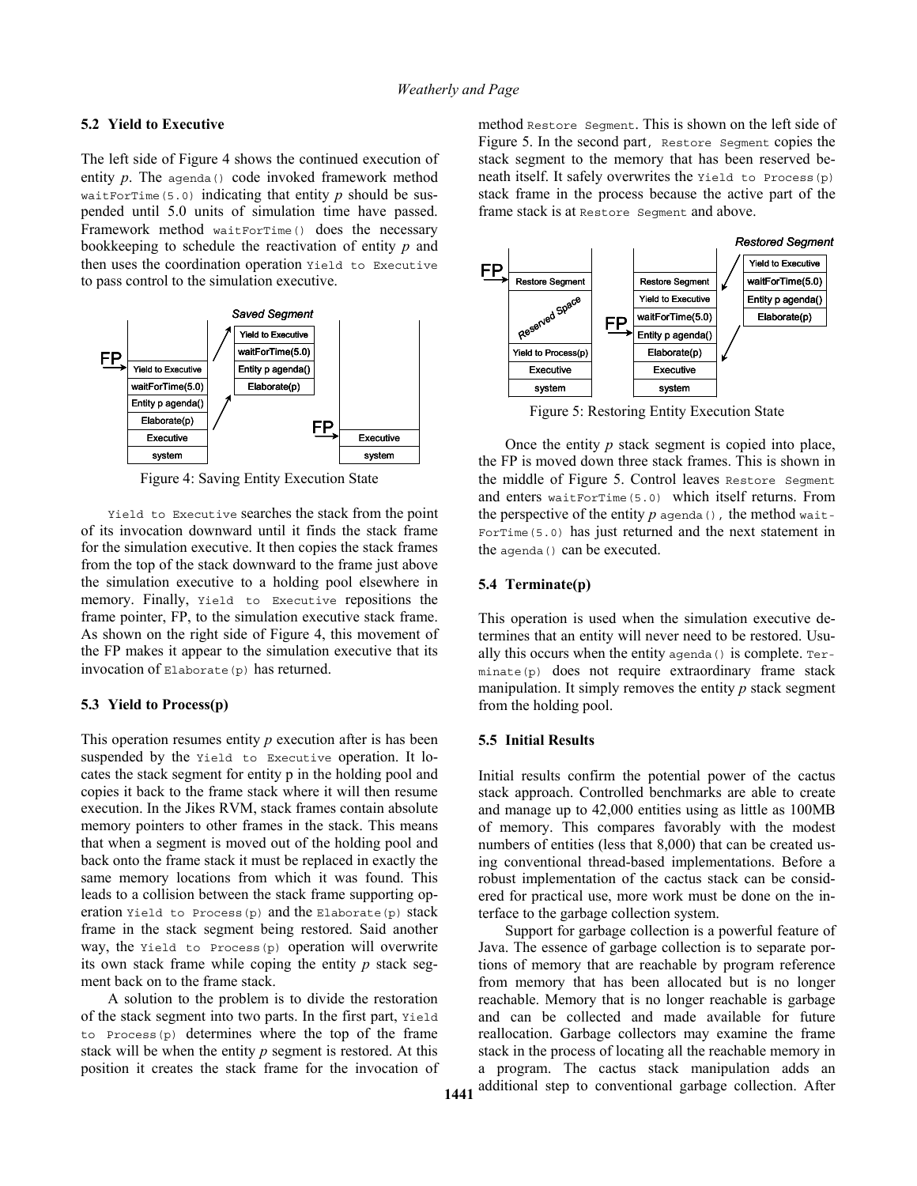### 5.2 Yield to Executive

The left side of Figure 4 shows the continued execution of entity *p*. The `agenda()` code invoked framework method `waitForTime(5.0)` indicating that entity *p* should be suspended until 5.0 units of simulation time have passed. Framework method `waitForTime()` does the necessary bookkeeping to schedule the reactivation of entity *p* and then uses the coordination operation `Yield to Executive` to pass control to the simulation executive.

Figure 4: Saving Entity Execution State

`Yield to Executive` searches the stack from the point of its invocation downward until it finds the stack frame for the simulation executive. It then copies the stack frames from the top of the stack downward to the frame just above the simulation executive to a holding pool elsewhere in memory. Finally, `Yield to Executive` repositions the frame pointer, FP, to the simulation executive stack frame. As shown on the right side of Figure 4, this movement of the FP makes it appear to the simulation executive that its invocation of `Elaborate(p)` has returned.

### 5.3 Yield to Process(p)

This operation resumes entity *p* execution after is has been suspended by the `Yield to Executive` operation. It locates the stack segment for entity p in the holding pool and copies it back to the frame stack where it will then resume execution. In the Jikes RVM, stack frames contain absolute memory pointers to other frames in the stack. This means that when a segment is moved out of the holding pool and back onto the frame stack it must be replaced in exactly the same memory locations from which it was found. This leads to a collision between the stack frame supporting operation `Yield to Process(p)` and the `Elaborate(p)` stack frame in the stack segment being restored. Said another way, the `Yield to Process(p)` operation will overwrite its own stack frame while coping the entity *p* stack segment back on to the frame stack.

A solution to the problem is to divide the restoration of the stack segment into two parts. In the first part, `Yield to Process(p)` determines where the top of the frame stack will be when the entity *p* segment is restored. At this position it creates the stack frame for the invocation of method `Restore Segment`. This is shown on the left side of Figure 5. In the second part, `Restore Segment` copies the stack segment to the memory that has been reserved beneath itself. It safely overwrites the `Yield to Process(p)` stack frame in the process because the active part of the frame stack is at `Restore Segment` and above.

Figure 5: Restoring Entity Execution State

Once the entity *p* stack segment is copied into place, the FP is moved down three stack frames. This is shown in the middle of Figure 5. Control leaves `Restore Segment` and enters `waitForTime(5.0)` which itself returns. From the perspective of the entity *p* `agenda()`, the method `waitForTime(5.0)` has just returned and the next statement in the `agenda()` can be executed.

### 5.4 Terminate(p)

This operation is used when the simulation executive determines that an entity will never need to be restored. Usually this occurs when the entity `agenda()` is complete. `Terminate(p)` does not require extraordinary frame stack manipulation. It simply removes the entity *p* stack segment from the holding pool.

### 5.5 Initial Results

Initial results confirm the potential power of the cactus stack approach. Controlled benchmarks are able to create and manage up to 42,000 entities using as little as 100MB of memory. This compares favorably with the modest numbers of entities (less that 8,000) that can be created using conventional thread-based implementations. Before a robust implementation of the cactus stack can be considered for practical use, more work must be done on the interface to the garbage collection system.

Support for garbage collection is a powerful feature of Java. The essence of garbage collection is to separate portions of memory that are reachable by program reference from memory that has been allocated but is no longer reachable. Memory that is no longer reachable is garbage and can be collected and made available for future reallocation. Garbage collectors may examine the frame stack in the process of locating all the reachable memory in a program. The cactus stack manipulation adds an additional step to conventional garbage collection. After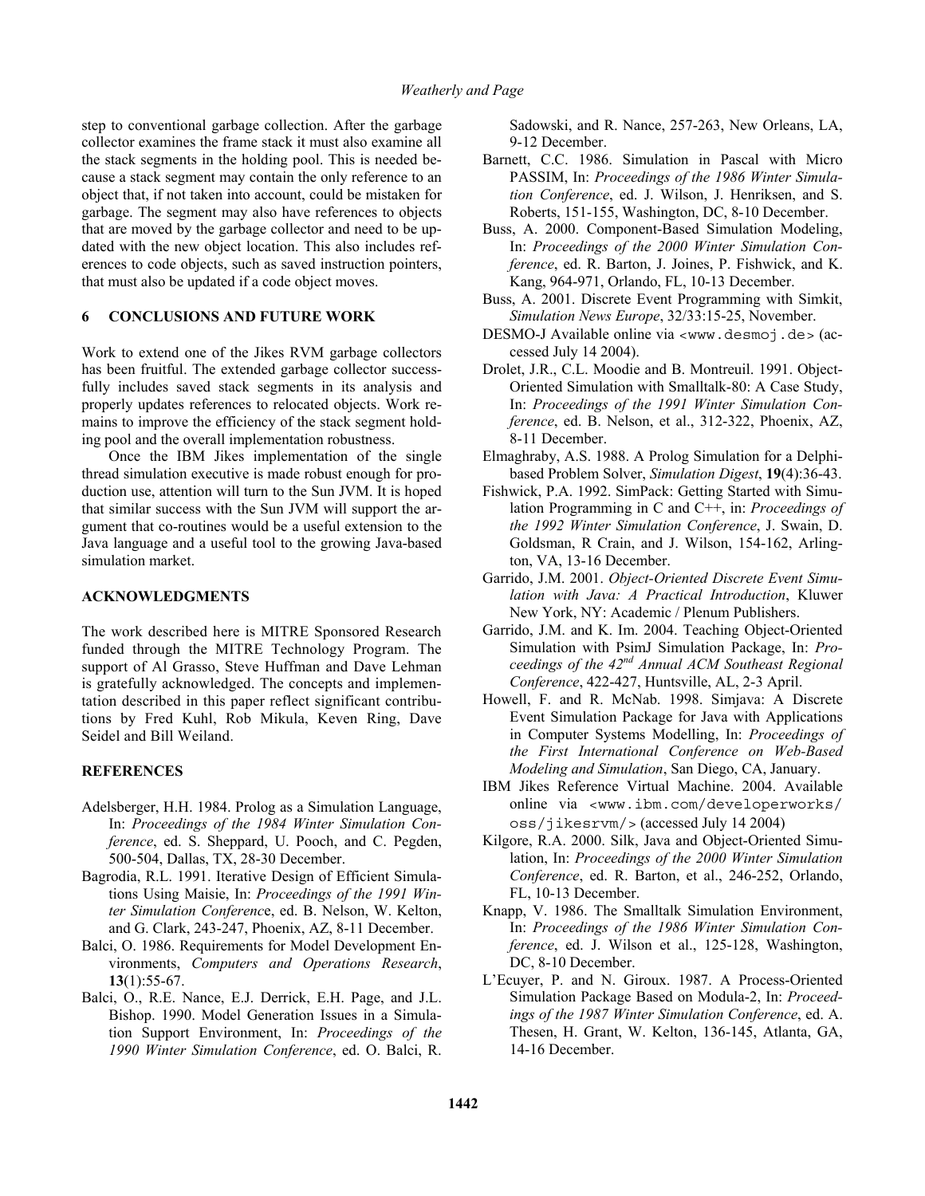step to conventional garbage collection. After the garbage collector examines the frame stack it must also examine all the stack segments in the holding pool. This is needed because a stack segment may contain the only reference to an object that, if not taken into account, could be mistaken for garbage. The segment may also have references to objects that are moved by the garbage collector and need to be updated with the new object location. This also includes references to code objects, such as saved instruction pointers, that must also be updated if a code object moves.

## 6 CONCLUSIONS AND FUTURE WORK

Work to extend one of the Jikes RVM garbage collectors has been fruitful. The extended garbage collector successfully includes saved stack segments in its analysis and properly updates references to relocated objects. Work remains to improve the efficiency of the stack segment holding pool and the overall implementation robustness.

Once the IBM Jikes implementation of the single thread simulation executive is made robust enough for production use, attention will turn to the Sun JVM. It is hoped that similar success with the Sun JVM will support the argument that co-routines would be a useful extension to the Java language and a useful tool to the growing Java-based simulation market.

## ACKNOWLEDGMENTS

The work described here is MITRE Sponsored Research funded through the MITRE Technology Program. The support of Al Grasso, Steve Huffman and Dave Lehman is gratefully acknowledged. The concepts and implementation described in this paper reflect significant contributions by Fred Kuhl, Rob Mikula, Keven Ring, Dave Seidel and Bill Weiland.

## REFERENCES

Adelsberger, H.H. 1984. Prolog as a Simulation Language, In: *Proceedings of the 1984 Winter Simulation Conference*, ed. S. Sheppard, U. Pooch, and C. Pegden, 500-504, Dallas, TX, 28-30 December.

Bagrodia, R.L. 1991. Iterative Design of Efficient Simulations Using Maisie, In: *Proceedings of the 1991 Winter Simulation Conference*, ed. B. Nelson, W. Kelton, and G. Clark, 243-247, Phoenix, AZ, 8-11 December.

Balci, O. 1986. Requirements for Model Development Environments, *Computers and Operations Research*, **13**(1):55-67.

Balci, O., R.E. Nance, E.J. Derrick, E.H. Page, and J.L. Bishop. 1990. Model Generation Issues in a Simulation Support Environment, In: *Proceedings of the 1990 Winter Simulation Conference*, ed. O. Balci, R. Sadowski, and R. Nance, 257-263, New Orleans, LA, 9-12 December.

Barnett, C.C. 1986. Simulation in Pascal with Micro PASSIM, In: *Proceedings of the 1986 Winter Simulation Conference*, ed. J. Wilson, J. Henriksen, and S. Roberts, 151-155, Washington, DC, 8-10 December.

Buss, A. 2000. Component-Based Simulation Modeling, In: *Proceedings of the 2000 Winter Simulation Conference*, ed. R. Barton, J. Joines, P. Fishwick, and K. Kang, 964-971, Orlando, FL, 10-13 December.

Buss, A. 2001. Discrete Event Programming with Simkit, *Simulation News Europe*, 32/33:15-25, November.

DESMO-J Available online via `<www.desmoj.de>` (accessed July 14 2004).

Drolet, J.R., C.L. Moodie and B. Montreuil. 1991. Object-Oriented Simulation with Smalltalk-80: A Case Study, In: *Proceedings of the 1991 Winter Simulation Conference*, ed. B. Nelson, et al., 312-322, Phoenix, AZ, 8-11 December.

Elmaghraby, A.S. 1988. A Prolog Simulation for a Delphi-based Problem Solver, *Simulation Digest*, **19**(4):36-43.

Fishwick, P.A. 1992. SimPack: Getting Started with Simulation Programming in C and C++, in: *Proceedings of the 1992 Winter Simulation Conference*, J. Swain, D. Goldsman, R Crain, and J. Wilson, 154-162, Arlington, VA, 13-16 December.

Garrido, J.M. 2001. *Object-Oriented Discrete Event Simulation with Java: A Practical Introduction*, Kluwer New York, NY: Academic / Plenum Publishers.

Garrido, J.M. and K. Im. 2004. Teaching Object-Oriented Simulation with PsimJ Simulation Package, In: *Proceedings of the 42nd Annual ACM Southeast Regional Conference*, 422-427, Huntsville, AL, 2-3 April.

Howell, F. and R. McNab. 1998. Simjava: A Discrete Event Simulation Package for Java with Applications in Computer Systems Modelling, In: *Proceedings of the First International Conference on Web-Based Modeling and Simulation*, San Diego, CA, January.

IBM Jikes Reference Virtual Machine. 2004. Available online via `<www.ibm.com/developerworks/oss/jikesrvm/>` (accessed July 14 2004)

Kilgore, R.A. 2000. Silk, Java and Object-Oriented Simulation, In: *Proceedings of the 2000 Winter Simulation Conference*, ed. R. Barton, et al., 246-252, Orlando, FL, 10-13 December.

Knapp, V. 1986. The Smalltalk Simulation Environment, In: *Proceedings of the 1986 Winter Simulation Conference*, ed. J. Wilson et al., 125-128, Washington, DC, 8-10 December.

L'Ecuyer, P. and N. Giroux. 1987. A Process-Oriented Simulation Package Based on Modula-2, In: *Proceedings of the 1987 Winter Simulation Conference*, ed. A. Thesen, H. Grant, W. Kelton, 136-145, Atlanta, GA, 14-16 December.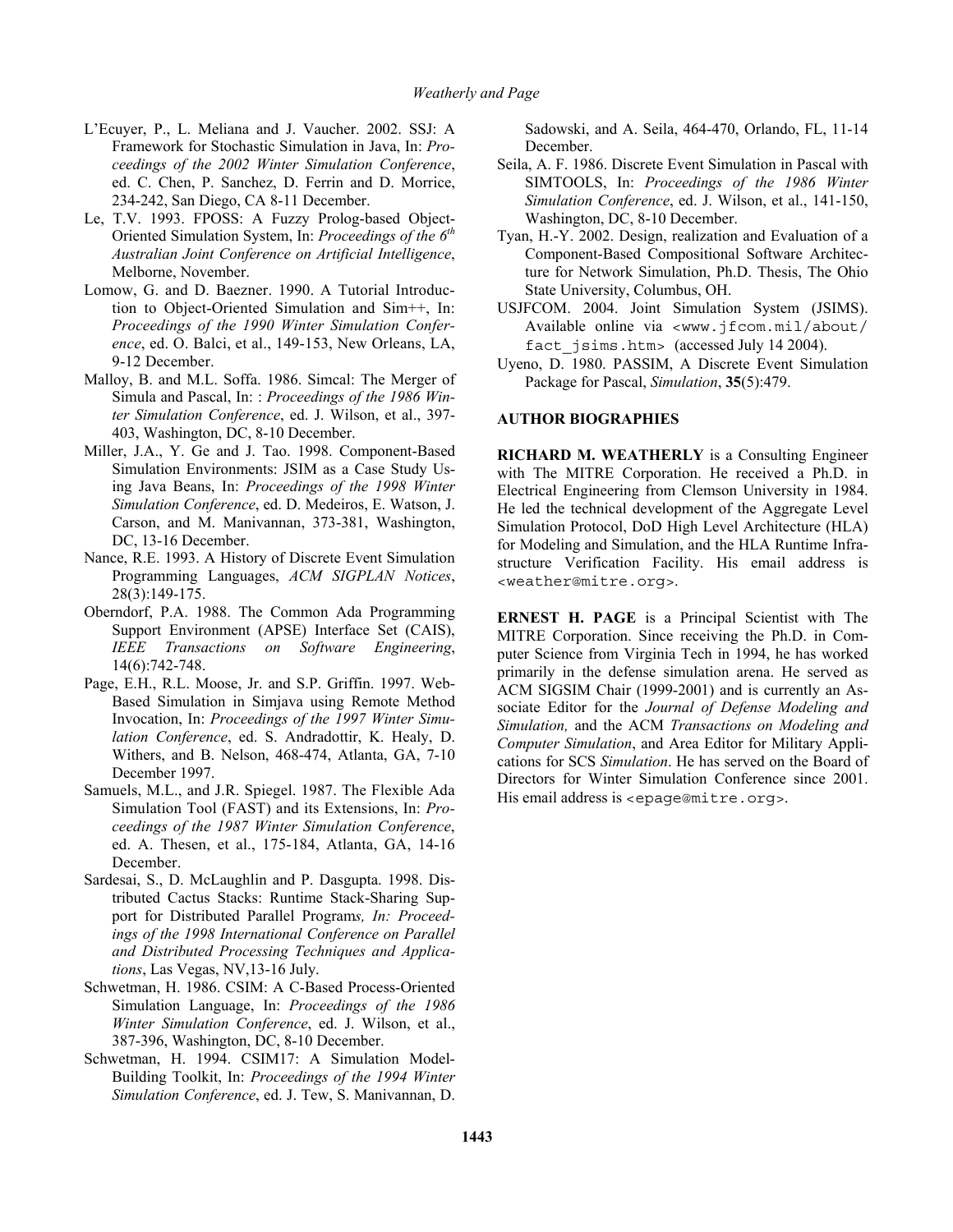L'Ecuyer, P., L. Meliana and J. Vaucher. 2002. SSJ: A Framework for Stochastic Simulation in Java, In: *Proceedings of the 2002 Winter Simulation Conference*, ed. C. Chen, P. Sanchez, D. Ferrin and D. Morrice, 234-242, San Diego, CA 8-11 December.

Le, T.V. 1993. FPOSS: A Fuzzy Prolog-based Object-Oriented Simulation System, In: *Proceedings of the 6th Australian Joint Conference on Artificial Intelligence*, Melborne, November.

Lomow, G. and D. Baezner. 1990. A Tutorial Introduction to Object-Oriented Simulation and Sim++, In: *Proceedings of the 1990 Winter Simulation Conference*, ed. O. Balci, et al., 149-153, New Orleans, LA, 9-12 December.

Malloy, B. and M.L. Soffa. 1986. Simcal: The Merger of Simula and Pascal, In: : *Proceedings of the 1986 Winter Simulation Conference*, ed. J. Wilson, et al., 397-403, Washington, DC, 8-10 December.

Miller, J.A., Y. Ge and J. Tao. 1998. Component-Based Simulation Environments: JSIM as a Case Study Using Java Beans, In: *Proceedings of the 1998 Winter Simulation Conference*, ed. D. Medeiros, E. Watson, J. Carson, and M. Manivannan, 373-381, Washington, DC, 13-16 December.

Nance, R.E. 1993. A History of Discrete Event Simulation Programming Languages, *ACM SIGPLAN Notices*, 28(3):149-175.

Oberndorf, P.A. 1988. The Common Ada Programming Support Environment (APSE) Interface Set (CAIS), *IEEE Transactions on Software Engineering*, 14(6):742-748.

Page, E.H., R.L. Moose, Jr. and S.P. Griffin. 1997. Web-Based Simulation in Simjava using Remote Method Invocation, In: *Proceedings of the 1997 Winter Simulation Conference*, ed. S. Andradottir, K. Healy, D. Withers, and B. Nelson, 468-474, Atlanta, GA, 7-10 December 1997.

Samuels, M.L., and J.R. Spiegel. 1987. The Flexible Ada Simulation Tool (FAST) and its Extensions, In: *Proceedings of the 1987 Winter Simulation Conference*, ed. A. Thesen, et al., 175-184, Atlanta, GA, 14-16 December.

Sardesai, S., D. McLaughlin and P. Dasgupta. 1998. Distributed Cactus Stacks: Runtime Stack-Sharing Support for Distributed Parallel Program*s, In: Proceedings of the 1998 International Conference on Parallel and Distributed Processing Techniques and Applications*, Las Vegas, NV,13-16 July.

Schwetman, H. 1986. CSIM: A C-Based Process-Oriented Simulation Language, In: *Proceedings of the 1986 Winter Simulation Conference*, ed. J. Wilson, et al., 387-396, Washington, DC, 8-10 December.

Schwetman, H. 1994. CSIM17: A Simulation Model-Building Toolkit, In: *Proceedings of the 1994 Winter Simulation Conference*, ed. J. Tew, S. Manivannan, D. Sadowski, and A. Seila, 464-470, Orlando, FL, 11-14 December.

Seila, A. F. 1986. Discrete Event Simulation in Pascal with SIMTOOLS, In: *Proceedings of the 1986 Winter Simulation Conference*, ed. J. Wilson, et al., 141-150, Washington, DC, 8-10 December.

Tyan, H.-Y. 2002. Design, realization and Evaluation of a Component-Based Compositional Software Architecture for Network Simulation, Ph.D. Thesis, The Ohio State University, Columbus, OH.

USJFCOM. 2004. Joint Simulation System (JSIMS). Available online via `<www.jfcom.mil/about/fact_jsims.htm>` (accessed July 14 2004).

Uyeno, D. 1980. PASSIM, A Discrete Event Simulation Package for Pascal, *Simulation*, **35**(5):479.

## AUTHOR BIOGRAPHIES

**RICHARD M. WEATHERLY** is a Consulting Engineer with The MITRE Corporation. He received a Ph.D. in Electrical Engineering from Clemson University in 1984. He led the technical development of the Aggregate Level Simulation Protocol, DoD High Level Architecture (HLA) for Modeling and Simulation, and the HLA Runtime Infrastructure Verification Facility. His email address is `<weather@mitre.org>`.

**ERNEST H. PAGE** is a Principal Scientist with The MITRE Corporation. Since receiving the Ph.D. in Computer Science from Virginia Tech in 1994, he has worked primarily in the defense simulation arena. He served as ACM SIGSIM Chair (1999-2001) and is currently an Associate Editor for the *Journal of Defense Modeling and Simulation,* and the ACM *Transactions on Modeling and Computer Simulation*, and Area Editor for Military Applications for SCS *Simulation*. He has served on the Board of Directors for Winter Simulation Conference since 2001. His email address is `<epage@mitre.org>`.